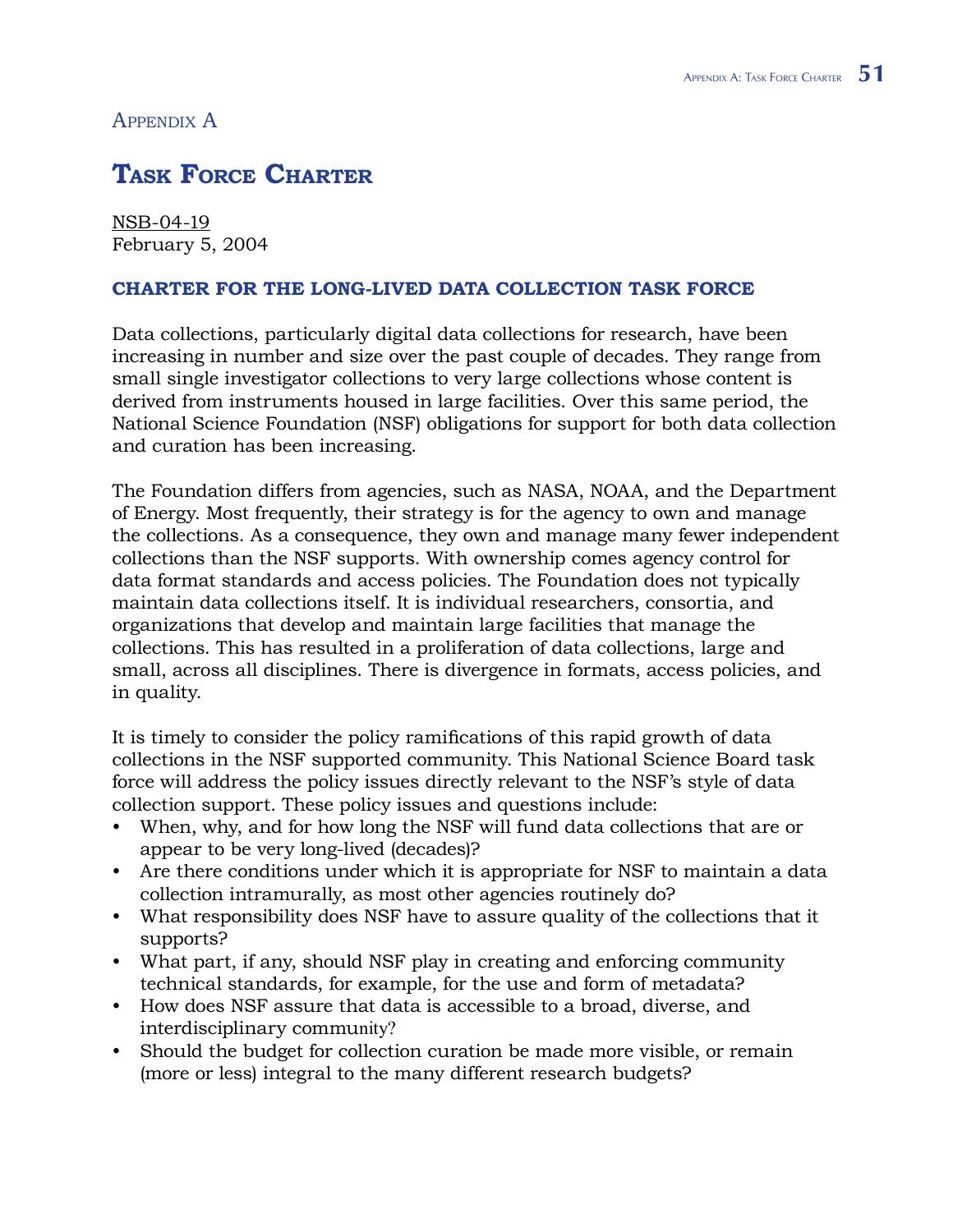# Appendix A

## Task Force Charter

NSB-04-19
February 5, 2004

### CHARTER FOR THE LONG-LIVED DATA COLLECTION TASK FORCE

Data collections, particularly digital data collections for research, have been increasing in number and size over the past couple of decades. They range from small single investigator collections to very large collections whose content is derived from instruments housed in large facilities. Over this same period, the National Science Foundation (NSF) obligations for support for both data collection and curation has been increasing.

The Foundation differs from agencies, such as NASA, NOAA, and the Department of Energy. Most frequently, their strategy is for the agency to own and manage the collections. As a consequence, they own and manage many fewer independent collections than the NSF supports. With ownership comes agency control for data format standards and access policies. The Foundation does not typically maintain data collections itself. It is individual researchers, consortia, and organizations that develop and maintain large facilities that manage the collections. This has resulted in a proliferation of data collections, large and small, across all disciplines. There is divergence in formats, access policies, and in quality.

It is timely to consider the policy ramifications of this rapid growth of data collections in the NSF supported community. This National Science Board task force will address the policy issues directly relevant to the NSF's style of data collection support. These policy issues and questions include:

- When, why, and for how long the NSF will fund data collections that are or appear to be very long-lived (decades)?
- Are there conditions under which it is appropriate for NSF to maintain a data collection intramurally, as most other agencies routinely do?
- What responsibility does NSF have to assure quality of the collections that it supports?
- What part, if any, should NSF play in creating and enforcing community technical standards, for example, for the use and form of metadata?
- How does NSF assure that data is accessible to a broad, diverse, and interdisciplinary community?
- Should the budget for collection curation be made more visible, or remain (more or less) integral to the many different research budgets?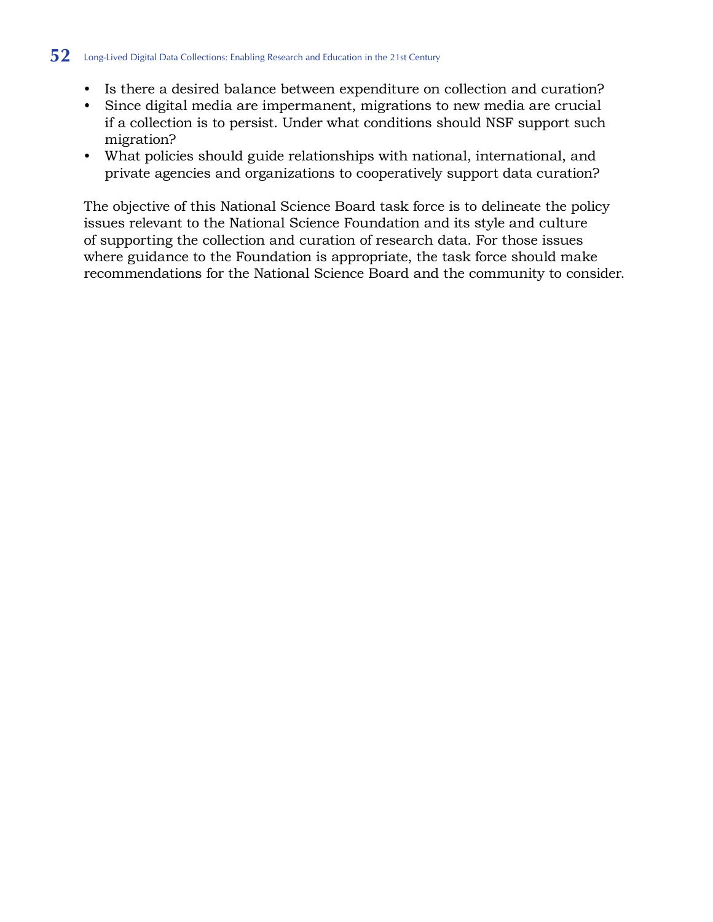- Is there a desired balance between expenditure on collection and curation?
- Since digital media are impermanent, migrations to new media are crucial if a collection is to persist. Under what conditions should NSF support such migration?
- What policies should guide relationships with national, international, and private agencies and organizations to cooperatively support data curation?

The objective of this National Science Board task force is to delineate the policy issues relevant to the National Science Foundation and its style and culture of supporting the collection and curation of research data. For those issues where guidance to the Foundation is appropriate, the task force should make recommendations for the National Science Board and the community to consider.